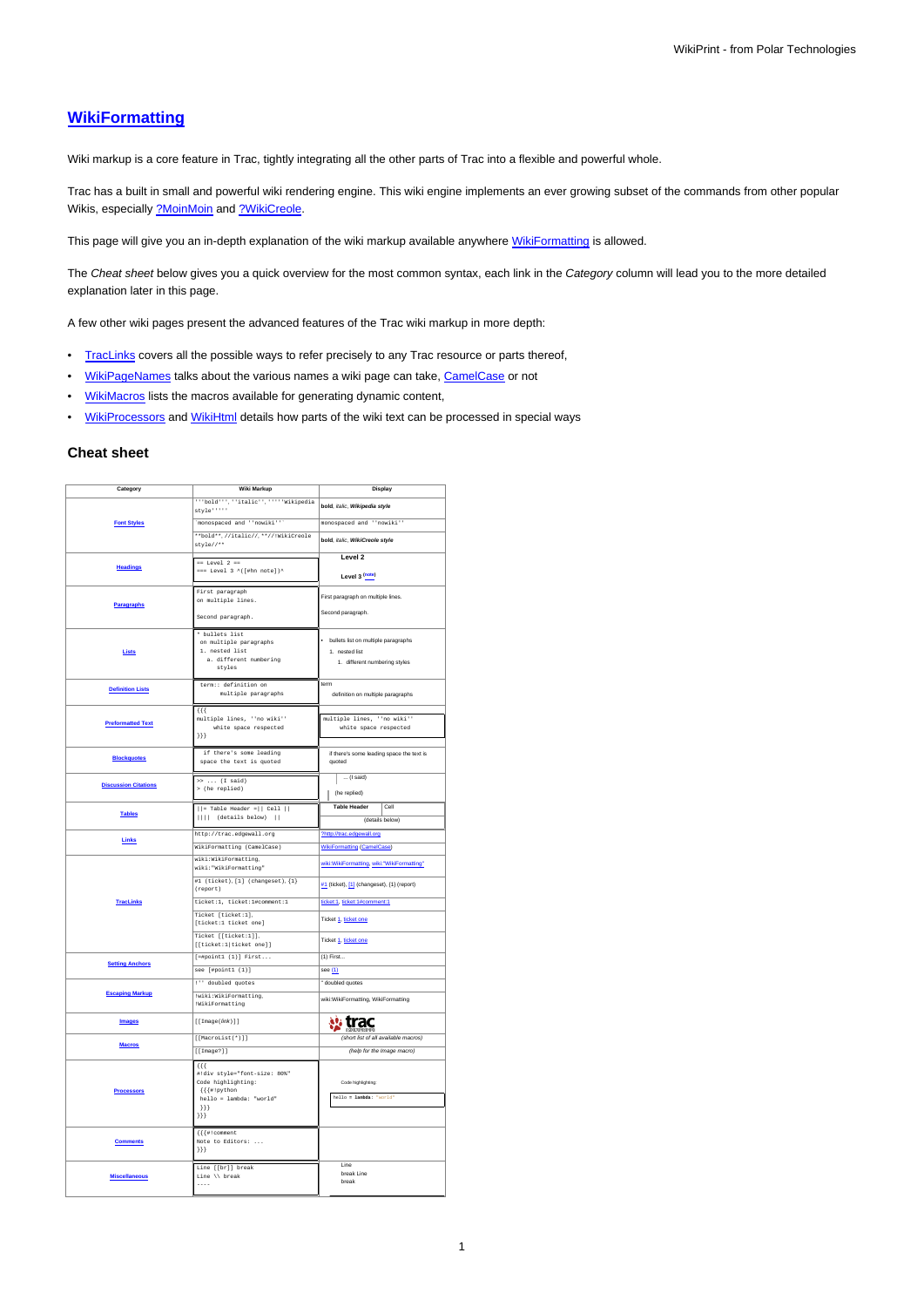# WikiFormatting

Wiki markup is a core feature in Trac, tightly integrating all the other parts of Trac into a flexible and powerful whole.

Trac has a built in small and powerful wiki rendering engine. This wiki engine implements an ever growing subset of the commands from other popular Wikis, especially ?MoinMoin and ?WikiCreole.

This page will give you an in-depth explanation of the wiki markup available anywhere WikiFormatting is allowed.

The *Cheat sheet* below gives you a quick overview for the most common syntax, each link in the *Category* column will lead you to the more detailed explanation later in this page.

A few other wiki pages present the advanced features of the Trac wiki markup in more depth:

- TracLinks covers all the possible ways to refer precisely to any Trac resource or parts thereof,
- WikiPageNames talks about the various names a wiki page can take, CamelCase or not
- WikiMacros lists the macros available for generating dynamic content,
- WikiProcessors and WikiHtml details how parts of the wiki text can be processed in special ways

## Cheat sheet

| Category | Wiki Markup | Display |
|---|---|---|
| Font Styles | `'''bold''', ''italic'', '''''Wikipedia style'''''` | **bold**, *italic*, ***Wikipedia style*** |
| | `` `monospaced and ''nowiki''` `` | `monospaced and ''nowiki''` |
| | `**bold**, //italic//, **//!WikiCreole style//**` | **bold**, *italic*, ***WikiCreole style*** |
| Headings | `== Level 2 ==` `=== Level 3 ^([#hn note])^` | Level 2 / Level 3 (note) |
| Paragraphs | `First paragraph` `on multiple lines.` `Second paragraph.` | First paragraph on multiple lines. / Second paragraph. |
| Lists | `* bullets list` `on multiple paragraphs` `1. nested list` `a. different numbering styles` | • bullets list on multiple paragraphs / 1. nested list / 1. different numbering styles |
| Definition Lists | `term:: definition on` `multiple paragraphs` | term / definition on multiple paragraphs |
| Preformatted Text | `{{{` `multiple lines, ''no wiki''` `white space respected` `}}}` | `multiple lines, ''no wiki''` `white space respected` |
| Blockquotes | `if there's some leading` `space the text is quoted` | if there's some leading space the text is quoted |
| Discussion Citations | `>> ... (I said)` `> (he replied)` | ... (I said) / (he replied) |
| Tables | `\|\|= Table Header =\|\| Cell \|\|` `\|\|\|\|  (details below)  \|\|` | Table Header, Cell / (details below) |
| Links | `http://trac.edgewall.org` | ?http://trac.edgewall.org |
| | `WikiFormatting (CamelCase)` | WikiFormatting (CamelCase) |
| TracLinks | `wiki:WikiFormatting, wiki:"WikiFormatting"` | wiki:WikiFormatting, wiki:"WikiFormatting" |
| | `#1 (ticket), [1] (changeset), {1} (report)` | #1 (ticket), [1] (changeset), {1} (report) |
| | `ticket:1, ticket:1#comment:1` | ticket:1, ticket:1#comment:1 |
| | `Ticket [ticket:1], [ticket:1 ticket one]` | Ticket 1, ticket one |
| | `Ticket [[ticket:1]], [[ticket:1\|ticket one]]` | Ticket 1, ticket one |
| Setting Anchors | `[=#point1 (1)] First...` | (1) First... |
| | `see [#point1 (1)]` | see (1) |
| Escaping Markup | `!'' doubled quotes` | '' doubled quotes |
| | `!wiki:WikiFormatting, !WikiFormatting` | wiki:WikiFormatting, WikiFormatting |
| Images | `[[Image(link)]]` | trac |
| Macros | `[[MacroList(*)]]` | *(short list of all available macros)* |
| | `[[Image?]]` | *(help for the Image macro)* |
| Processors | `{{{` `#!div style="font-size: 80%"` `Code highlighting:` `{{{#!python` `hello = lambda: "world"` `}}}` `}}}` | Code highlighting: `hello = lambda: "world"` |
| Comments | `{{{#!comment` `Note to Editors: ...` `}}}` | |
| Miscellaneous | `Line [[br]] break` `Line \\ break` `----` | Line / break Line / break |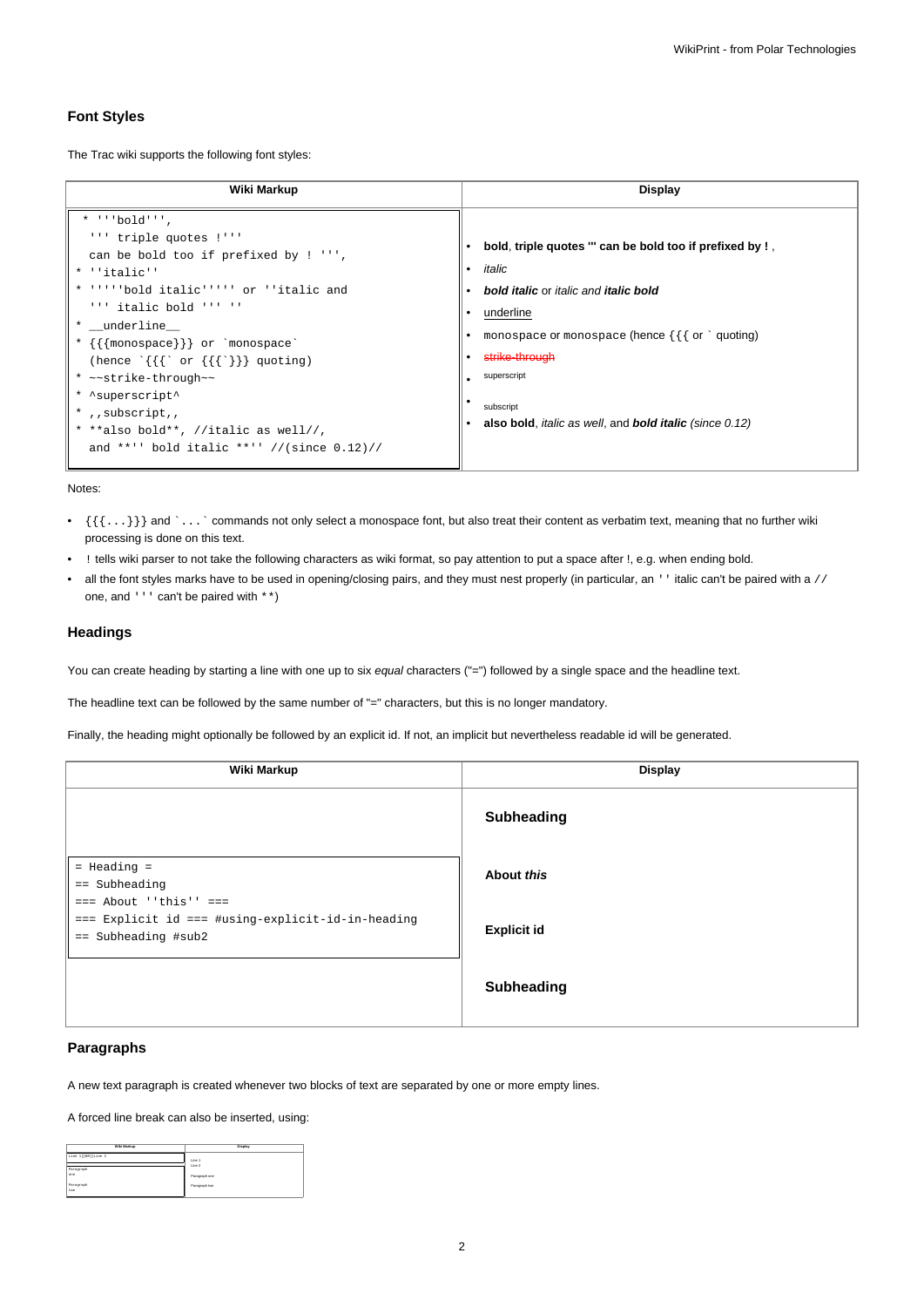## Font Styles

The Trac wiki supports the following font styles:

| Wiki Markup | Display |
|---|---|
| <pre>* '''bold''',<br>  ''' triple quotes !'''<br>  can be bold too if prefixed by ! ''',<br>* ''italic''<br>* '''''bold italic''''' or ''italic and<br>  ''' italic bold ''' ''<br>* __underline__<br>* {{{monospace}}} or `monospace`<br>  (hence `{{{` or {{{`}}} quoting)<br>* ~~strike-through~~<br>* ^superscript^<br>* ,,subscript,,<br>* **also bold**, //italic as well//,<br>  and **'' bold italic **'' //(since 0.12)//</pre> | • **bold**, **triple quotes ''' can be bold too if prefixed by !** ,<br>• *italic*<br>• ***bold italic*** or *italic and **italic bold***<br>• underline<br>• `monospace` or `monospace` (hence `{{{` or `` ` `` quoting)<br>• ~~strike-through~~<br>• superscript<br>• subscript<br>• **also bold**, *italic as well*, and ***bold italic*** *(since 0.12)* |

Notes:

- `{{{...}}}` and `` `...` `` commands not only select a monospace font, but also treat their content as verbatim text, meaning that no further wiki processing is done on this text.
- `!` tells wiki parser to not take the following characters as wiki format, so pay attention to put a space after !, e.g. when ending bold.
- all the font styles marks have to be used in opening/closing pairs, and they must nest properly (in particular, an `''` italic can't be paired with a `//` one, and `'''` can't be paired with `**`)

## Headings

You can create heading by starting a line with one up to six *equal* characters ("=") followed by a single space and the headline text.

The headline text can be followed by the same number of "=" characters, but this is no longer mandatory.

Finally, the heading might optionally be followed by an explicit id. If not, an implicit but nevertheless readable id will be generated.

| Wiki Markup | Display |
|---|---|
| <pre>= Heading =<br>== Subheading<br>=== About ''this''  ===<br>=== Explicit id === #using-explicit-id-in-heading<br>== Subheading #sub2</pre> | **Subheading**<br><br>**About *this***<br><br>**Explicit id**<br><br>**Subheading** |

## Paragraphs

A new text paragraph is created whenever two blocks of text are separated by one or more empty lines.

A forced line break can also be inserted, using:

| Wiki Markup | Display |
|---|---|
| Line 1[[BR]]Line 2 | Line 1<br>Line 2 |
| Paragraph<br>one | Paragraph one |
| Paragraph<br>two | Paragraph two |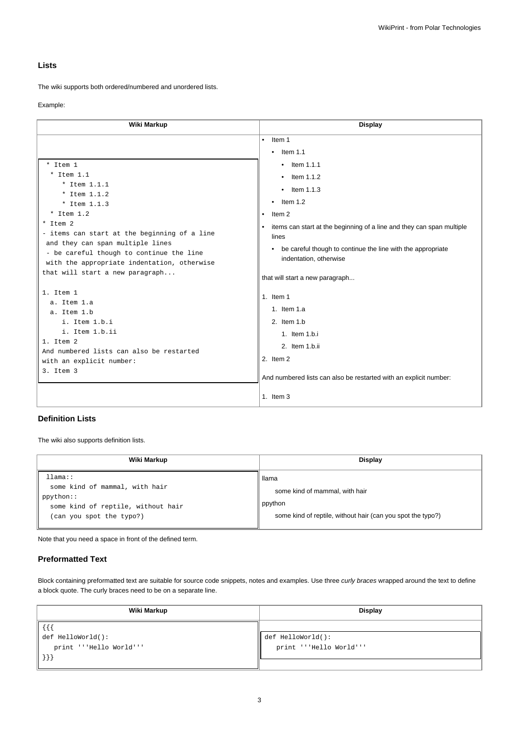## Lists

The wiki supports both ordered/numbered and unordered lists.

Example:

<table>
<tr><th>Wiki Markup</th><th>Display</th></tr>
<tr><td>

```
 * Item 1
   * Item 1.1
      * Item 1.1.1
      * Item 1.1.2
      * Item 1.1.3
   * Item 1.2
 * Item 2
- items can start at the beginning of a line
  and they can span multiple lines
  - be careful though to continue the line
  with the appropriate indentation, otherwise
that will start a new paragraph...

 1. Item 1
   a. Item 1.a
   a. Item 1.b
      i. Item 1.b.i
      i. Item 1.b.ii
 1. Item 2
And numbered lists can also be restarted
with an explicit number:
 3. Item 3
```

</td><td>

- Item 1
  - Item 1.1
    - Item 1.1.1
    - Item 1.1.2
    - Item 1.1.3
  - Item 1.2
- Item 2
- items can start at the beginning of a line and they can span multiple lines
  - be careful though to continue the line with the appropriate indentation, otherwise

that will start a new paragraph...

1. Item 1
   1. Item 1.a
   2. Item 1.b
      1. Item 1.b.i
      2. Item 1.b.ii
2. Item 2

And numbered lists can also be restarted with an explicit number:

1. Item 3

</td></tr>
</table>

## Definition Lists

The wiki also supports definition lists.

<table>
<tr><th>Wiki Markup</th><th>Display</th></tr>
<tr><td>

```
 llama::
   some kind of mammal, with hair
 ppython::
   some kind of reptile, without hair
   (can you spot the typo?)
```

</td><td>

llama

    some kind of mammal, with hair

ppython

    some kind of reptile, without hair (can you spot the typo?)

</td></tr>
</table>

Note that you need a space in front of the defined term.

## Preformatted Text

Block containing preformatted text are suitable for source code snippets, notes and examples. Use three *curly braces* wrapped around the text to define a block quote. The curly braces need to be on a separate line.

<table>
<tr><th>Wiki Markup</th><th>Display</th></tr>
<tr><td>

```
{{{
def HelloWorld():
    print '''Hello World'''
}}}
```

</td><td>

```
def HelloWorld():
    print '''Hello World'''
```

</td></tr>
</table>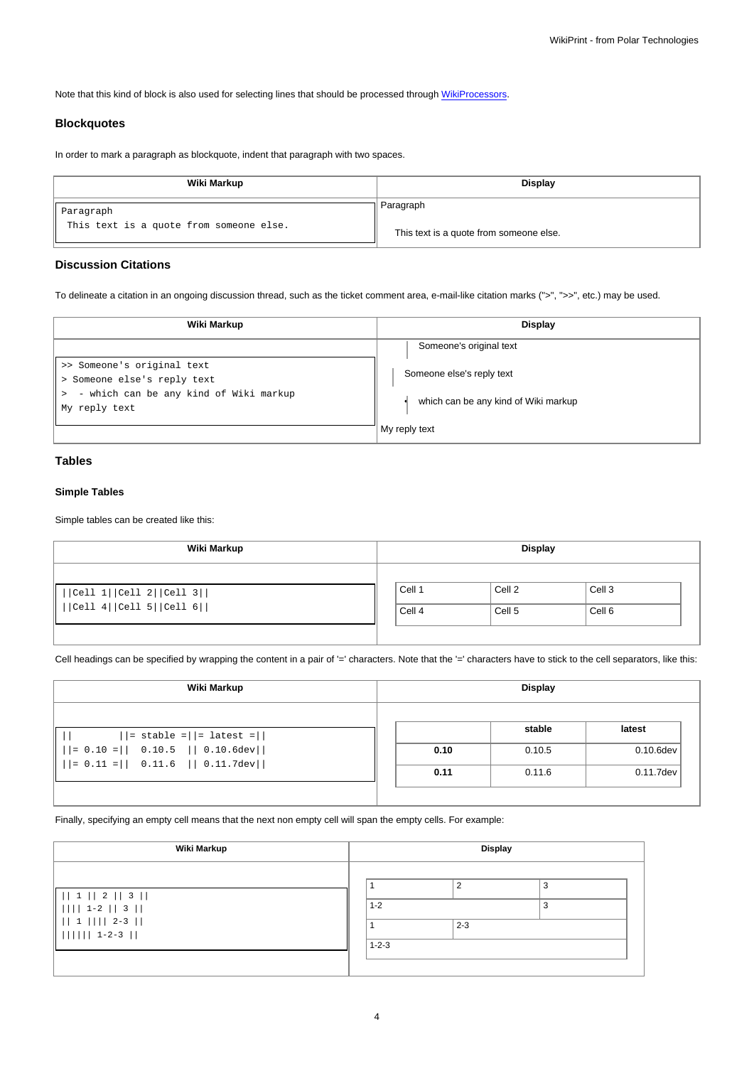Note that this kind of block is also used for selecting lines that should be processed through WikiProcessors.

### Blockquotes

In order to mark a paragraph as blockquote, indent that paragraph with two spaces.

| Wiki Markup | Display |
| --- | --- |
| `Paragraph`<br>`  This text is a quote from someone else.` | Paragraph<br><br>This text is a quote from someone else. |

### Discussion Citations

To delineate a citation in an ongoing discussion thread, such as the ticket comment area, e-mail-like citation marks (">", ">>", etc.) may be used.

| Wiki Markup | Display |
| --- | --- |
| `>> Someone's original text`<br>`> Someone else's reply text`<br>`>  - which can be any kind of Wiki markup`<br>`My reply text` | Someone's original text<br><br>Someone else's reply text<br><br>• which can be any kind of Wiki markup<br><br>My reply text |

### Tables

#### Simple Tables

Simple tables can be created like this:

| Wiki Markup | Display |
| --- | --- |
| `\|\|Cell 1\|\|Cell 2\|\|Cell 3\|\|`<br>`\|\|Cell 4\|\|Cell 5\|\|Cell 6\|\|` | Cell 1 / Cell 2 / Cell 3<br>Cell 4 / Cell 5 / Cell 6 |

Cell headings can be specified by wrapping the content in a pair of '=' characters. Note that the '=' characters have to stick to the cell separators, like this:

| Wiki Markup | Display |
| --- | --- |
| `\|\|        \|\|= stable =\|\|= latest =\|\|`<br>`\|\|= 0.10 =\|\|  0.10.5  \|\| 0.10.6dev\|\|`<br>`\|\|= 0.11 =\|\|  0.11.6  \|\| 0.11.7dev\|\|` | (blank) / **stable** / **latest**<br>**0.10** / 0.10.5 / 0.10.6dev<br>**0.11** / 0.11.6 / 0.11.7dev |

Finally, specifying an empty cell means that the next non empty cell will span the empty cells. For example:

| Wiki Markup | Display |
| --- | --- |
| `\|\| 1 \|\| 2 \|\| 3 \|\|`<br>`\|\|\|\| 1-2 \|\| 3 \|\|`<br>`\|\| 1 \|\|\|\| 2-3 \|\|`<br>`\|\|\|\|\|\| 1-2-3 \|\|` | 1 / 2 / 3<br>1-2 / 3<br>1 / 2-3<br>1-2-3 |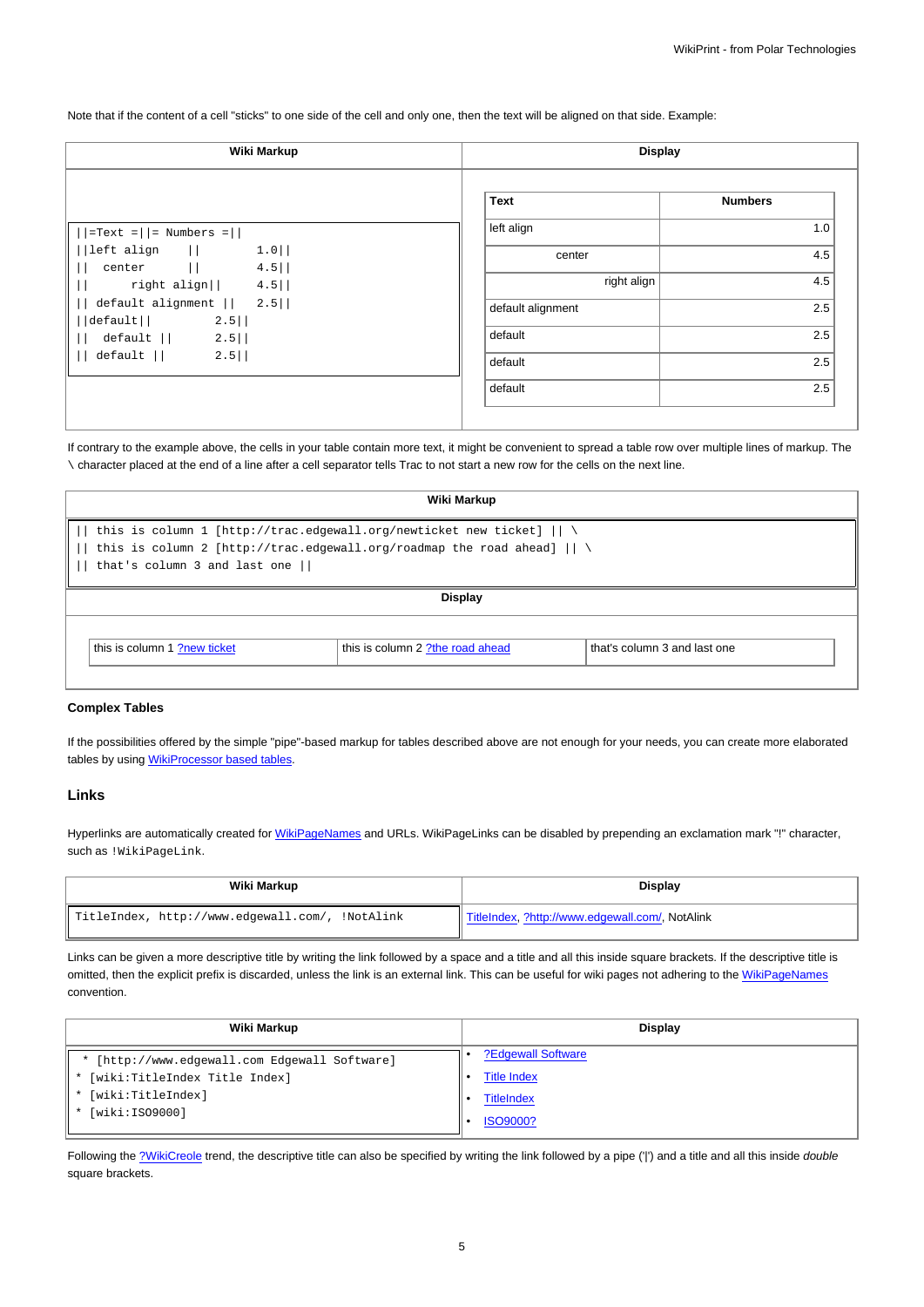Note that if the content of a cell "sticks" to one side of the cell and only one, then the text will be aligned on that side. Example:

| Wiki Markup | Display |
|---|---|
| <pre>\|\|=Text =\|\|= Numbers =\|\|<br>\|\|left align    \|\|        1.0\|\|<br>\|\|  center      \|\|        4.5\|\|<br>\|\|      right align\|\|     4.5\|\|<br>\|\| default alignment \|\|   2.5\|\|<br>\|\|default\|\|         2.5\|\|<br>\|\|  default \|\|      2.5\|\|<br>\|\| default \|\|       2.5\|\|</pre> | (see rendered table below) |

| Text | Numbers |
|:---|---:|
| left align | 1.0 |
| center | 4.5 |
| right align | 4.5 |
| default alignment | 2.5 |
| default | 2.5 |
| default | 2.5 |
| default | 2.5 |

If contrary to the example above, the cells in your table contain more text, it might be convenient to spread a table row over multiple lines of markup. The \ character placed at the end of a line after a cell separator tells Trac to not start a new row for the cells on the next line.

**Wiki Markup**

```
|| this is column 1 [http://trac.edgewall.org/newticket new ticket] || \
|| this is column 2 [http://trac.edgewall.org/roadmap the road ahead] || \
|| that's column 3 and last one ||
```

**Display**

| this is column 1 ?new ticket | this is column 2 ?the road ahead | that's column 3 and last one |
|---|---|---|

### Complex Tables

If the possibilities offered by the simple "pipe"-based markup for tables described above are not enough for your needs, you can create more elaborated tables by using WikiProcessor based tables.

## Links

Hyperlinks are automatically created for WikiPageNames and URLs. WikiPageLinks can be disabled by prepending an exclamation mark "!" character, such as `!WikiPageLink`.

| Wiki Markup | Display |
|---|---|
| `TitleIndex, http://www.edgewall.com/, !NotAlink` | TitleIndex, ?http://www.edgewall.com/, NotAlink |

Links can be given a more descriptive title by writing the link followed by a space and a title and all this inside square brackets. If the descriptive title is omitted, then the explicit prefix is discarded, unless the link is an external link. This can be useful for wiki pages not adhering to the WikiPageNames convention.

**Wiki Markup**

```
 * [http://www.edgewall.com Edgewall Software]
 * [wiki:TitleIndex Title Index]
 * [wiki:TitleIndex]
 * [wiki:ISO9000]
```

**Display**

- ?Edgewall Software
- Title Index
- TitleIndex
- ISO9000?

Following the ?WikiCreole trend, the descriptive title can also be specified by writing the link followed by a pipe ('|') and a title and all this inside *double* square brackets.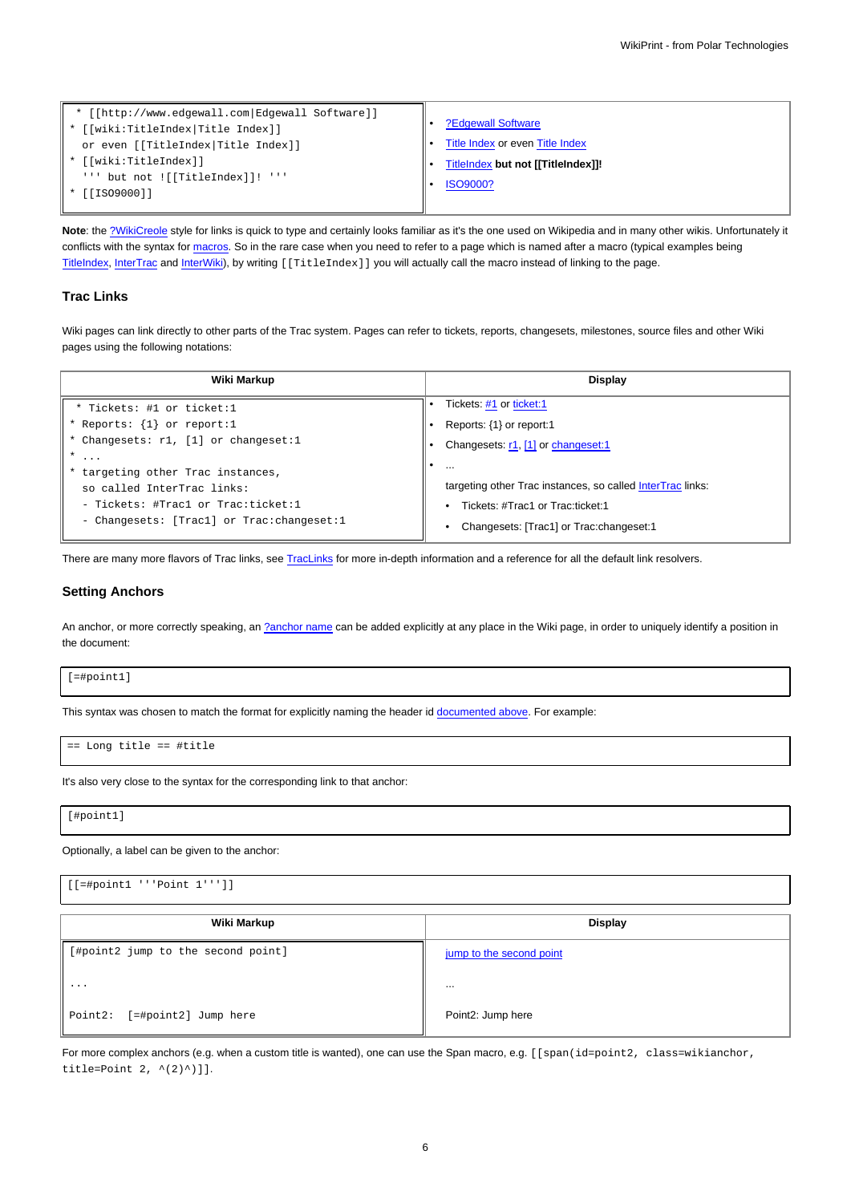| | |
|---|---|
| ` * [[http://www.edgewall.com|Edgewall Software]]`<br>` * [[wiki:TitleIndex|Title Index]]`<br>`   or even [[TitleIndex|Title Index]]`<br>` * [[wiki:TitleIndex]]`<br>`   ''' but not ![[TitleIndex]]! '''`<br>` * [[ISO9000]]` | • ?Edgewall Software<br>• Title Index or even Title Index<br>• TitleIndex **but not [[TitleIndex]]!**<br>• ISO9000? |

**Note**: the ?WikiCreole style for links is quick to type and certainly looks familiar as it's the one used on Wikipedia and in many other wikis. Unfortunately it conflicts with the syntax for macros. So in the rare case when you need to refer to a page which is named after a macro (typical examples being TitleIndex, InterTrac and InterWiki), by writing `[[TitleIndex]]` you will actually call the macro instead of linking to the page.

### Trac Links

Wiki pages can link directly to other parts of the Trac system. Pages can refer to tickets, reports, changesets, milestones, source files and other Wiki pages using the following notations:

| Wiki Markup | Display |
|---|---|
| ` * Tickets: #1 or ticket:1`<br>` * Reports: {1} or report:1`<br>` * Changesets: r1, [1] or changeset:1`<br>` * ...`<br>` * targeting other Trac instances,`<br>`   so called InterTrac links:`<br>`   - Tickets: #Trac1 or Trac:ticket:1`<br>`   - Changesets: [Trac1] or Trac:changeset:1` | • Tickets: #1 or ticket:1<br>• Reports: {1} or report:1<br>• Changesets: r1, [1] or changeset:1<br>• ...<br>targeting other Trac instances, so called InterTrac links:<br>  ◦ Tickets: #Trac1 or Trac:ticket:1<br>  ◦ Changesets: [Trac1] or Trac:changeset:1 |

There are many more flavors of Trac links, see TracLinks for more in-depth information and a reference for all the default link resolvers.

### Setting Anchors

An anchor, or more correctly speaking, an ?anchor name can be added explicitly at any place in the Wiki page, in order to uniquely identify a position in the document:

```
[=#point1]
```

This syntax was chosen to match the format for explicitly naming the header id documented above. For example:

```
== Long title == #title
```

It's also very close to the syntax for the corresponding link to that anchor:

```
[#point1]
```

Optionally, a label can be given to the anchor:

```
[[=#point1 '''Point 1''']]
```

| Wiki Markup | Display |
|---|---|
| `[#point2 jump to the second point]`<br><br>`...`<br><br>`Point2:  [=#point2] Jump here` | jump to the second point<br><br>...<br><br>Point2: Jump here |

For more complex anchors (e.g. when a custom title is wanted), one can use the Span macro, e.g. `[[span(id=point2, class=wikianchor, title=Point 2, ^(2)^)]]`.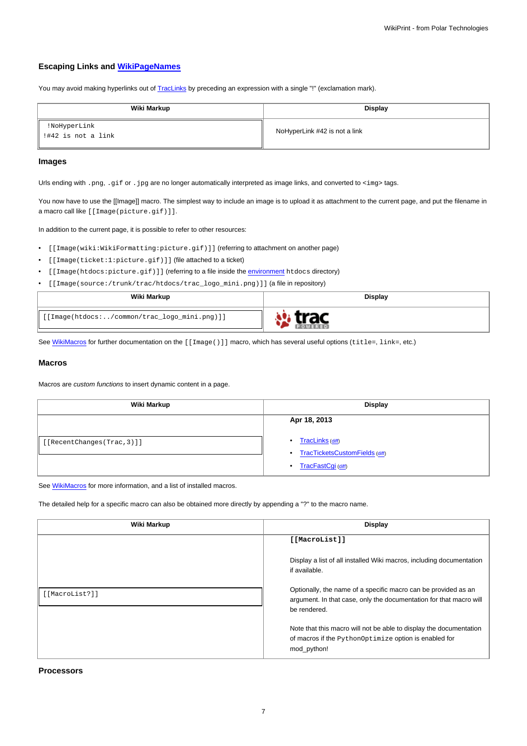### Escaping Links and WikiPageNames

You may avoid making hyperlinks out of TracLinks by preceding an expression with a single "!" (exclamation mark).

| Wiki Markup | Display |
|---|---|
| `!NoHyperLink`<br>`!#42 is not a link` | NoHyperLink #42 is not a link |

### Images

Urls ending with `.png`, `.gif` or `.jpg` are no longer automatically interpreted as image links, and converted to `<img>` tags.

You now have to use the [[Image]] macro. The simplest way to include an image is to upload it as attachment to the current page, and put the filename in a macro call like `[[Image(picture.gif)]]`.

In addition to the current page, it is possible to refer to other resources:

- `[[Image(wiki:WikiFormatting:picture.gif)]]` (referring to attachment on another page)
- `[[Image(ticket:1:picture.gif)]]` (file attached to a ticket)
- `[[Image(htdocs:picture.gif)]]` (referring to a file inside the environment `htdocs` directory)
- `[[Image(source:/trunk/trac/htdocs/trac_logo_mini.png)]]` (a file in repository)

| Wiki Markup | Display |
|---|---|
| `[[Image(htdocs:../common/trac_logo_mini.png)]]` | trac POWERED |

See WikiMacros for further documentation on the `[[Image()]]` macro, which has several useful options (`title=`, `link=`, etc.)

### Macros

Macros are *custom functions* to insert dynamic content in a page.

| Wiki Markup | Display |
|---|---|
| `[[RecentChanges(Trac,3)]]` | **Apr 18, 2013**<br>• TracLinks (diff)<br>• TracTicketsCustomFields (diff)<br>• TracFastCgi (diff) |

See WikiMacros for more information, and a list of installed macros.

The detailed help for a specific macro can also be obtained more directly by appending a "?" to the macro name.

| Wiki Markup | Display |
|---|---|
| `[[MacroList?]]` | **`[[MacroList]]`**<br><br>Display a list of all installed Wiki macros, including documentation if available.<br><br>Optionally, the name of a specific macro can be provided as an argument. In that case, only the documentation for that macro will be rendered.<br><br>Note that this macro will not be able to display the documentation of macros if the `PythonOptimize` option is enabled for mod_python! |

### Processors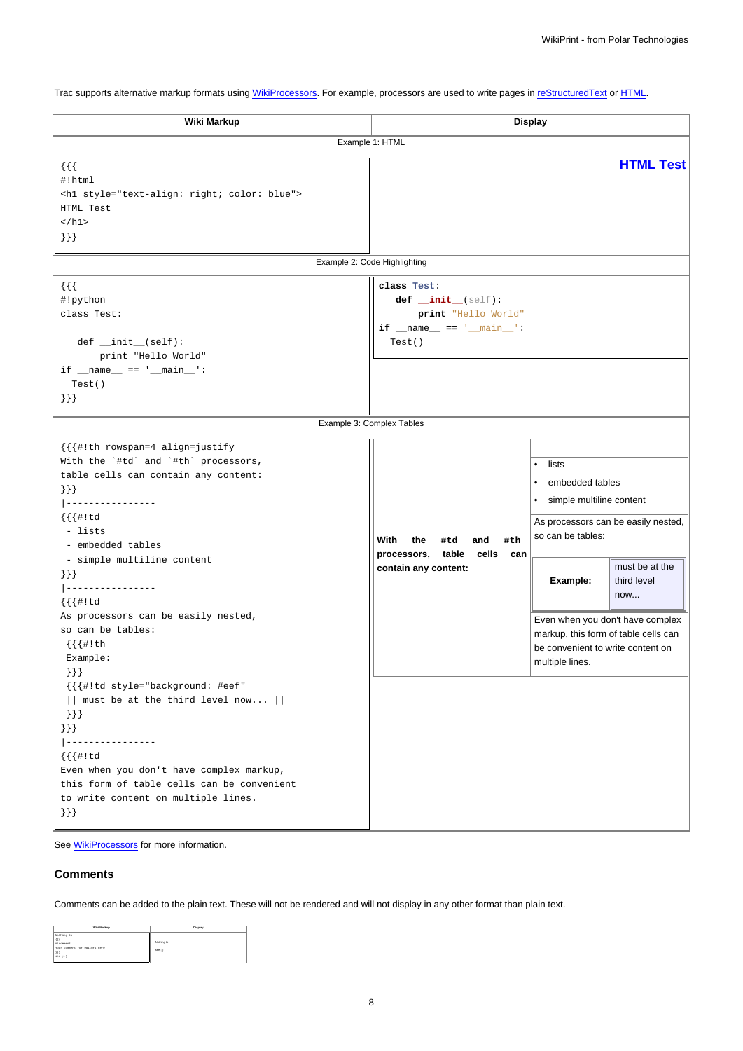Trac supports alternative markup formats using WikiProcessors. For example, processors are used to write pages in reStructuredText or HTML.

| Wiki Markup | Display |
|---|---|
| Example 1: HTML | |
| `{{{`<br>`#!html`<br>`<h1 style="text-align: right; color: blue">`<br>`HTML Test`<br>`</h1>`<br>`}}}` | **HTML Test** |
| Example 2: Code Highlighting | |
| `{{{`<br>`#!python`<br>`class Test:`<br><br>`    def __init__(self):`<br>`        print "Hello World"`<br>`if __name__ == '__main__':`<br>`    Test()`<br>`}}}` | `class Test:`<br>`    def __init__(self):`<br>`        print "Hello World"`<br>`if __name__ == '__main__':`<br>`    Test()` |
| Example 3: Complex Tables | |
| `{{{#!th rowspan=4 align=justify`<br>``With the `#td` and `#th` processors,``<br>`table cells can contain any content:`<br>`}}}`<br>`\|----------------`<br>`{{{#!td`<br>`  - lists`<br>`  - embedded tables`<br>`  - simple multiline content`<br>`}}}`<br>`\|----------------`<br>`{{{#!td`<br>`As processors can be easily nested,`<br>`so can be tables:`<br>`  {{{#!th`<br>`  Example:`<br>`  }}}`<br>`  {{{#!td style="background: #eef"`<br>`  \|\| must be at the third level now... \|\|`<br>`  }}}`<br>`}}}`<br>`\|----------------`<br>`{{{#!td`<br>`Even when you don't have complex markup,`<br>`this form of table cells can be convenient`<br>`to write content on multiple lines.`<br>`}}}` | **With the #td and #th processors, table cells can contain any content:** — • lists • embedded tables • simple multiline content — As processors can be easily nested, so can be tables: **Example:** must be at the third level now... — Even when you don't have complex markup, this form of table cells can be convenient to write content on multiple lines. |

See WikiProcessors for more information.

### Comments

Comments can be added to the plain text. These will not be rendered and will not display in any other format than plain text.

| Wiki Markup | Display |
|---|---|
| `Nothing to`<br>`{{{`<br>`#!comment`<br>`Your comment for editors here`<br>`}}}`<br>`see ;-)` | Nothing to<br><br>see ;-) |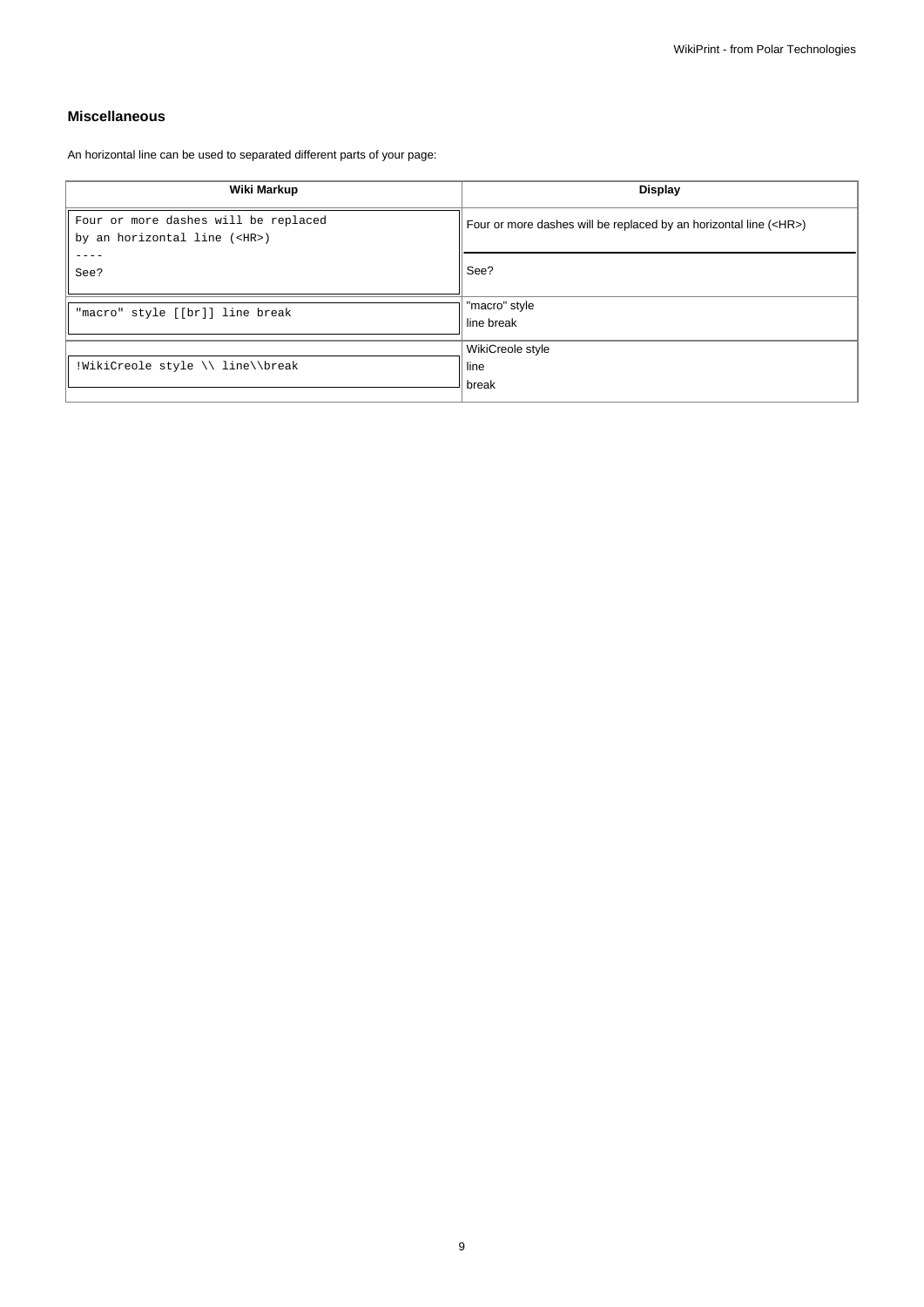### Miscellaneous

An horizontal line can be used to separated different parts of your page:

| Wiki Markup | Display |
| --- | --- |
| Four or more dashes will be replaced<br>by an horizontal line (<HR>)<br>----<br>See? | Four or more dashes will be replaced by an horizontal line (<HR>)<br><hr>See? |
| "macro" style [[br]] line break | "macro" style<br>line break |
| !WikiCreole style \\ line\\break | WikiCreole style<br>line<br>break |